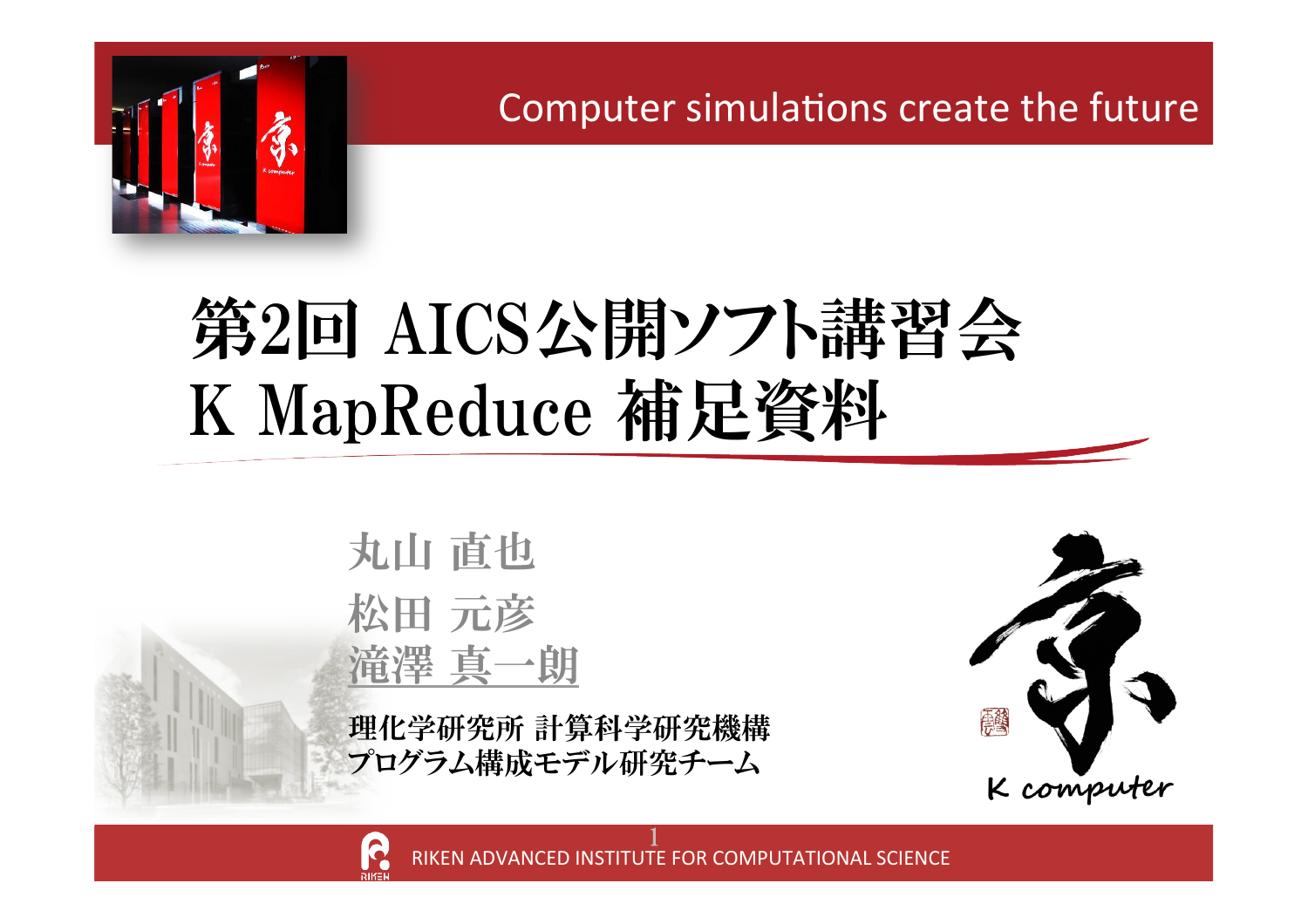Computer simulations create the future

# 第2回 AICS公開ソフト講習会
# K MapReduce 補足資料

丸山 直也

松田 元彦

<u>滝澤 真一朗</u>

**理化学研究所 計算科学研究機構**
**プログラム構成モデル研究チーム**

K computer

RIKEN ADVANCED INSTITUTE FOR COMPUTATIONAL SCIENCE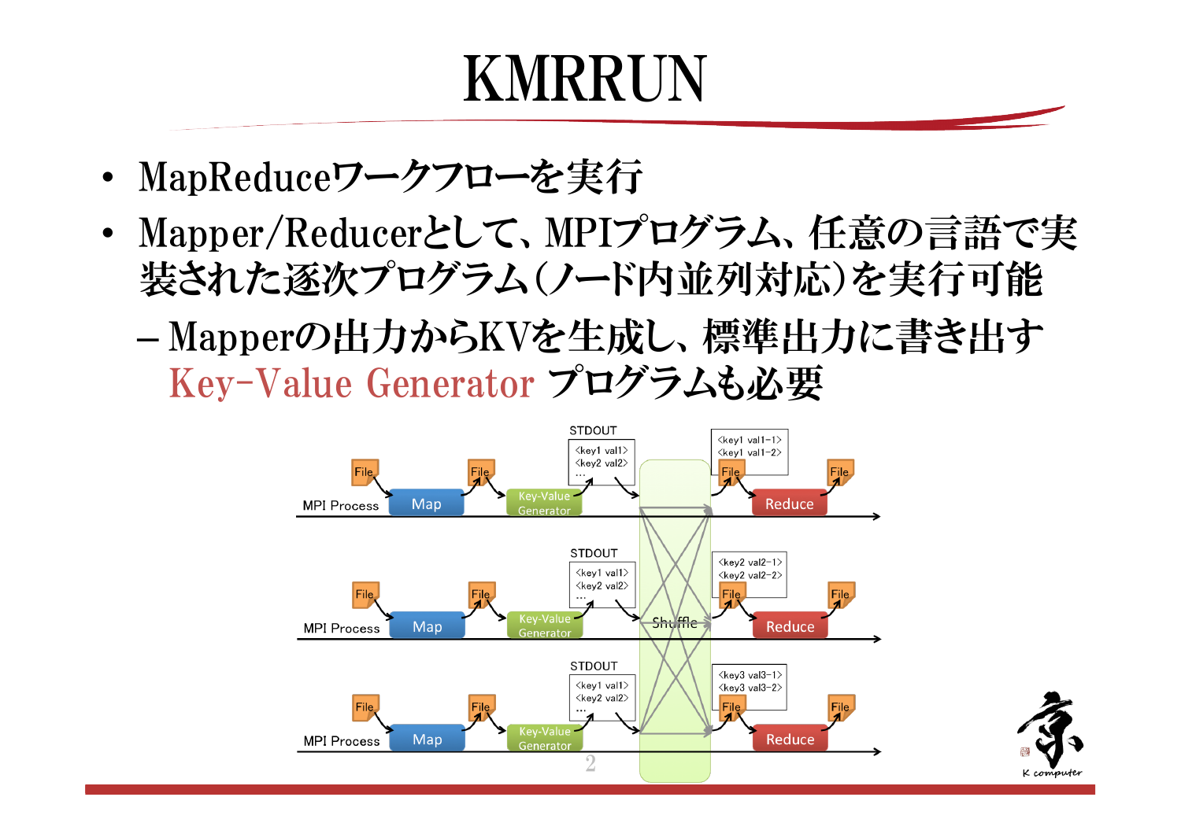# KMRRUN

- MapReduceワークフローを実行
- Mapper/Reducerとして、MPIプログラム、任意の言語で実装された逐次プログラム(ノード内並列対応)を実行可能
  - Mapperの出力からKVを生成し、標準出力に書き出すKey-Value Generator プログラムも必要

MPI Process → File → Map → File → Key-Value Generator → STDOUT (<key1 val1> <key2 val2> …) → Shuffle → File → Reduce → File

STDOUT
<key1 val1>
<key2 val2>
…

<key1 val1-1>
<key1 val1-2>

<key2 val2-1>
<key2 val2-2>

<key3 val3-1>
<key3 val3-2>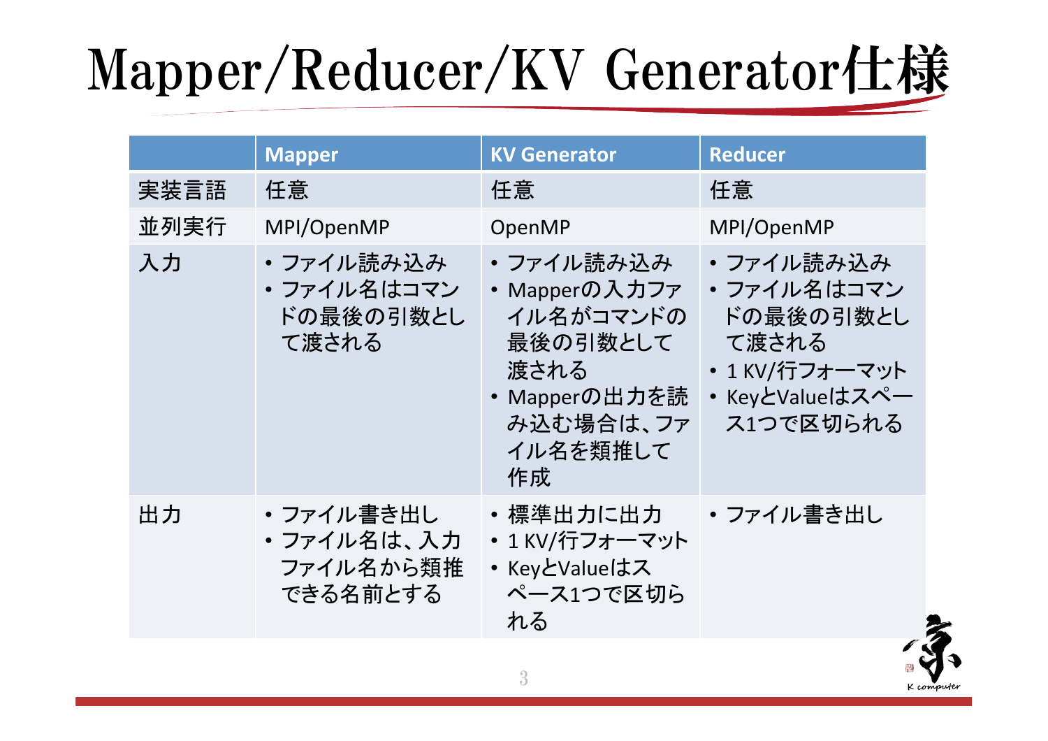# Mapper/Reducer/KV Generator仕様

| | Mapper | KV Generator | Reducer |
|---|---|---|---|
| 実装言語 | 任意 | 任意 | 任意 |
| 並列実行 | MPI/OpenMP | OpenMP | MPI/OpenMP |
| 入力 | • ファイル読み込み<br>• ファイル名はコマンドの最後の引数として渡される | • ファイル読み込み<br>• Mapperの入力ファイル名がコマンドの最後の引数として渡される<br>• Mapperの出力を読み込む場合は、ファイル名を類推して作成 | • ファイル読み込み<br>• ファイル名はコマンドの最後の引数として渡される<br>• 1 KV/行フォーマット<br>• KeyとValueはスペース1つで区切られる |
| 出力 | • ファイル書き出し<br>• ファイル名は、入力ファイル名から類推できる名前とする | • 標準出力に出力<br>• 1 KV/行フォーマット<br>• KeyとValueはスペース1つで区切られる | • ファイル書き出し |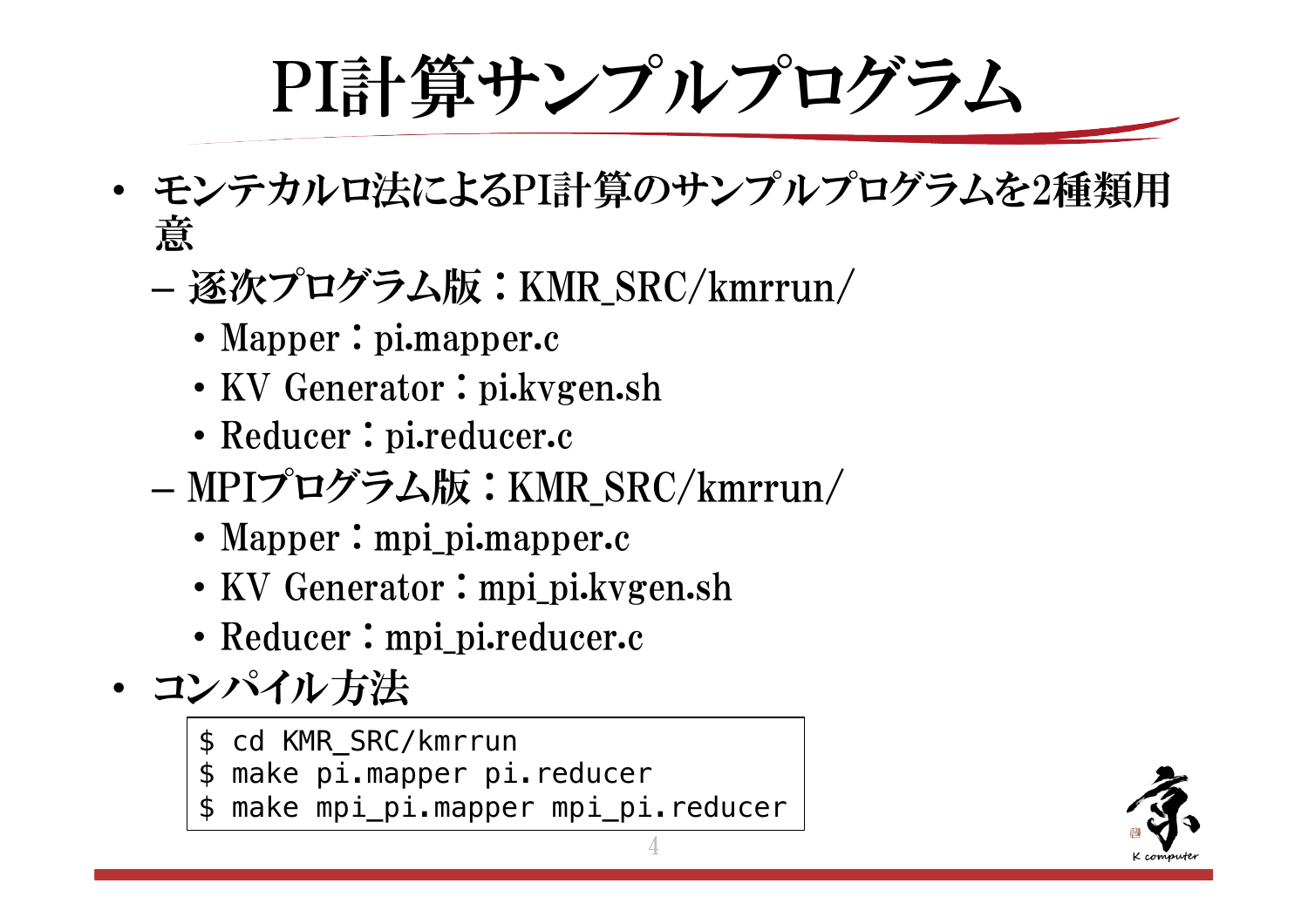# PI計算サンプルプログラム

- モンテカルロ法によるPI計算のサンプルプログラムを2種類用意
  - 逐次プログラム版：KMR_SRC/kmrrun/
    - Mapper：pi.mapper.c
    - KV Generator：pi.kvgen.sh
    - Reducer：pi.reducer.c
  - MPIプログラム版：KMR_SRC/kmrrun/
    - Mapper：mpi_pi.mapper.c
    - KV Generator：mpi_pi.kvgen.sh
    - Reducer：mpi_pi.reducer.c
- コンパイル方法

```
$ cd KMR_SRC/kmrrun
$ make pi.mapper pi.reducer
$ make mpi_pi.mapper mpi_pi.reducer
```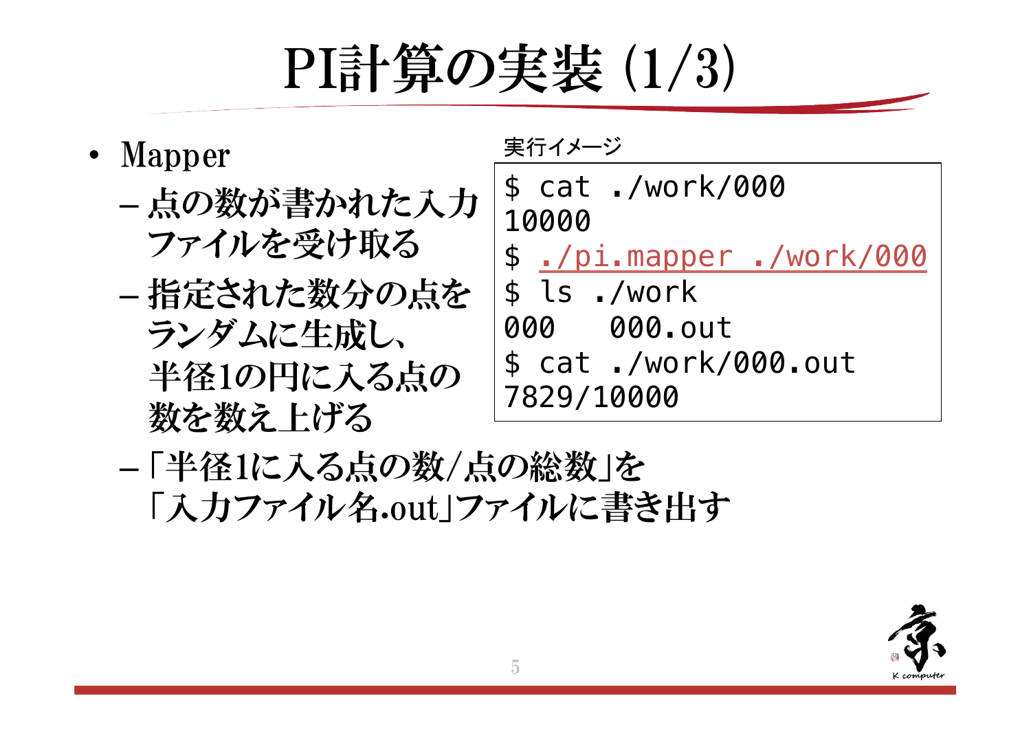# PI計算の実装 (1/3)

- Mapper
  - 点の数が書かれた入力ファイルを受け取る
  - 指定された数分の点をランダムに生成し、半径1の円に入る点の数を数え上げる
  - 「半径1に入る点の数/点の総数」を「入力ファイル名.out」ファイルに書き出す

実行イメージ

```
$ cat ./work/000
10000
$ ./pi.mapper ./work/000
$ ls ./work
000   000.out
$ cat ./work/000.out
7829/10000
```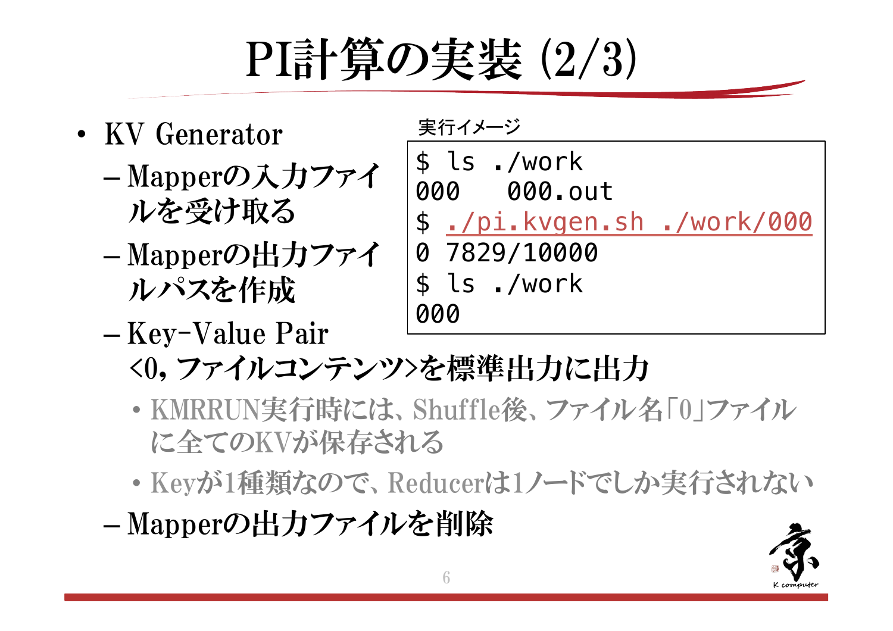# PI計算の実装 (2/3)

- KV Generator
  - Mapperの入力ファイルを受け取る
  - Mapperの出力ファイルパスを作成
  - Key-Value Pair <0, ファイルコンテンツ>を標準出力に出力
    - KMRRUN実行時には、Shuffle後、ファイル名「0」ファイルに全てのKVが保存される
    - Keyが1種類なので、Reducerは1ノードでしか実行されない
  - Mapperの出力ファイルを削除

実行イメージ

```
$ ls ./work
000   000.out
$ ./pi.kvgen.sh ./work/000
0 7829/10000
$ ls ./work
000
```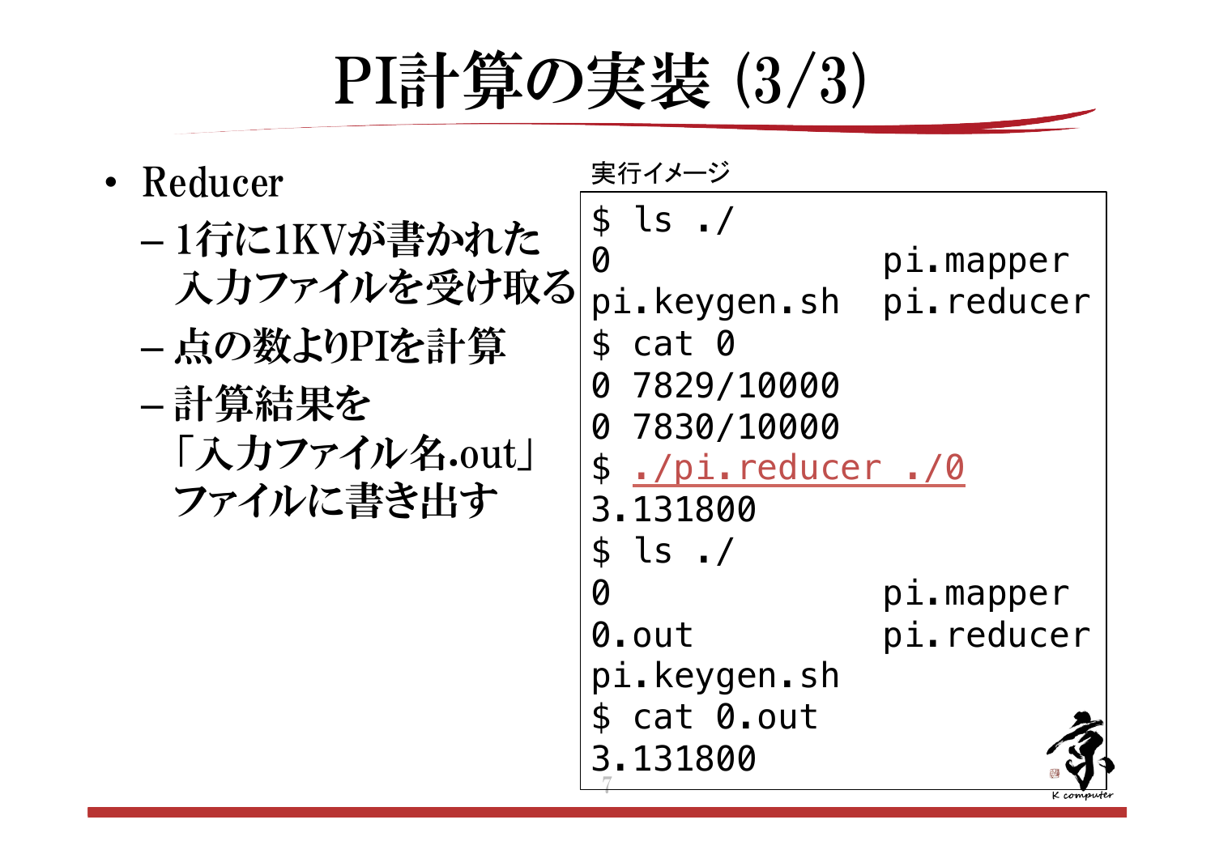# PI計算の実装 (3/3)

- Reducer
  - 1行に1KVが書かれた入力ファイルを受け取る
  - 点の数よりPIを計算
  - 計算結果を「入力ファイル名.out」ファイルに書き出す

実行イメージ

```
$ ls ./
0                pi.mapper
pi.keygen.sh     pi.reducer
$ cat 0
0 7829/10000
0 7830/10000
$ ./pi.reducer ./0
3.131800
$ ls ./
0                pi.mapper
0.out            pi.reducer
pi.keygen.sh
$ cat 0.out
3.131800
```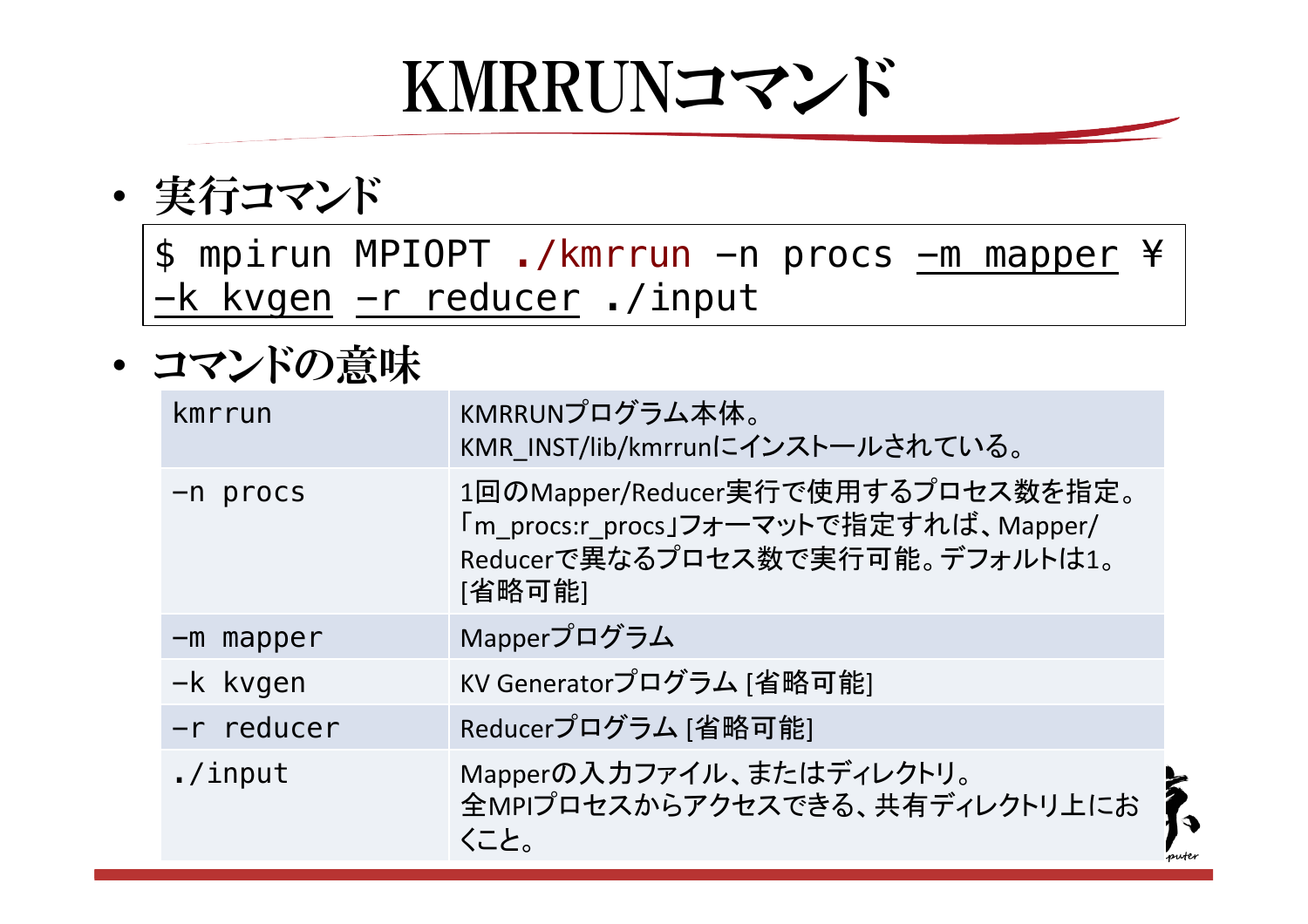# KMRRUNコマンド

- 実行コマンド

```
$ mpirun MPIOPT ./kmrrun -n procs -m mapper ¥
-k kvgen -r reducer ./input
```

- コマンドの意味

| kmrrun | KMRRUNプログラム本体。<br>KMR_INST/lib/kmrrunにインストールされている。 |
|---|---|
| -n procs | 1回のMapper/Reducer実行で使用するプロセス数を指定。「m_procs:r_procs」フォーマットで指定すれば、Mapper/Reducerで異なるプロセス数で実行可能。デフォルトは1。[省略可能] |
| -m mapper | Mapperプログラム |
| -k kvgen | KV Generatorプログラム [省略可能] |
| -r reducer | Reducerプログラム [省略可能] |
| ./input | Mapperの入力ファイル、またはディレクトリ。<br>全MPIプロセスからアクセスできる、共有ディレクトリ上におくこと。 |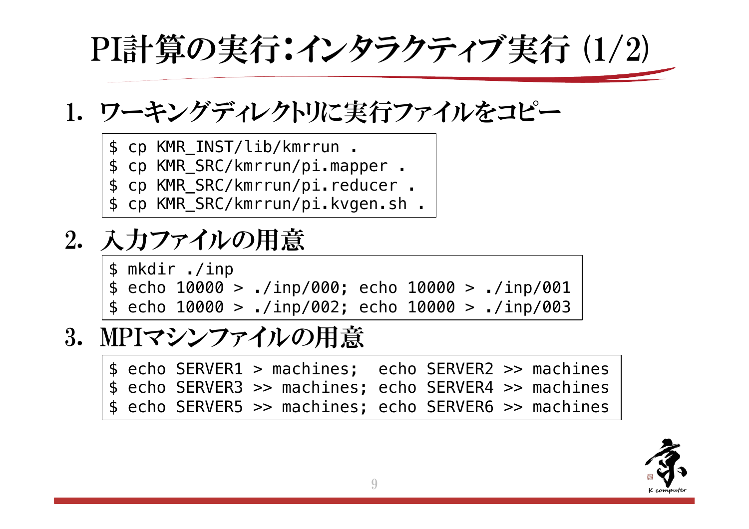# PI計算の実行：インタラクティブ実行 (1/2)

1. ワーキングディレクトリに実行ファイルをコピー

```
$ cp KMR_INST/lib/kmrrun .
$ cp KMR_SRC/kmrrun/pi.mapper .
$ cp KMR_SRC/kmrrun/pi.reducer .
$ cp KMR_SRC/kmrrun/pi.kvgen.sh .
```

2. 入力ファイルの用意

```
$ mkdir ./inp
$ echo 10000 > ./inp/000; echo 10000 > ./inp/001
$ echo 10000 > ./inp/002; echo 10000 > ./inp/003
```

3. MPIマシンファイルの用意

```
$ echo SERVER1 > machines;  echo SERVER2 >> machines
$ echo SERVER3 >> machines; echo SERVER4 >> machines
$ echo SERVER5 >> machines; echo SERVER6 >> machines
```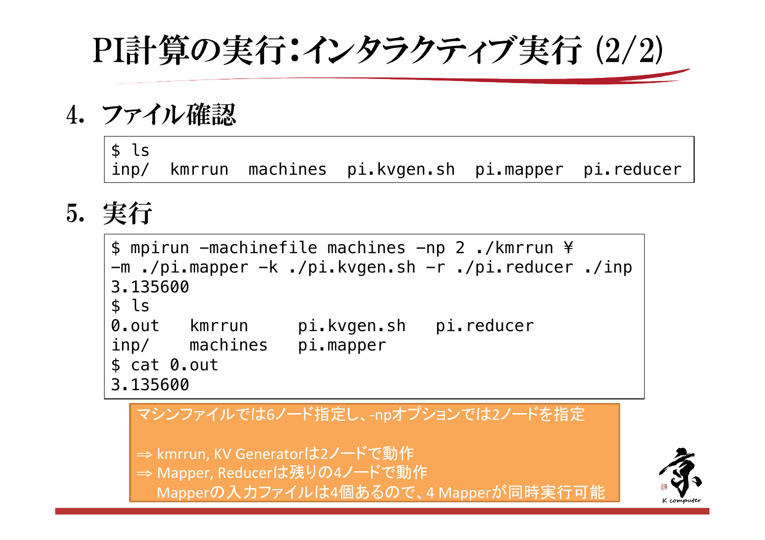# PI計算の実行:インタラクティブ実行 (2/2)

## 4. ファイル確認

```
$ ls
inp/  kmrrun  machines  pi.kvgen.sh  pi.mapper  pi.reducer
```

## 5. 実行

```
$ mpirun -machinefile machines -np 2 ./kmrrun ¥
-m ./pi.mapper -k ./pi.kvgen.sh -r ./pi.reducer ./inp
3.135600
$ ls
0.out    kmrrun     pi.kvgen.sh   pi.reducer
inp/     machines   pi.mapper
$ cat 0.out
3.135600
```

マシンファイルでは6ノード指定し、-npオプションでは2ノードを指定

⇒ kmrrun, KV Generatorは2ノードで動作
⇒ Mapper, Reducerは残りの4ノードで動作
　Mapperの入力ファイルは4個あるので、4 Mapperが同時実行可能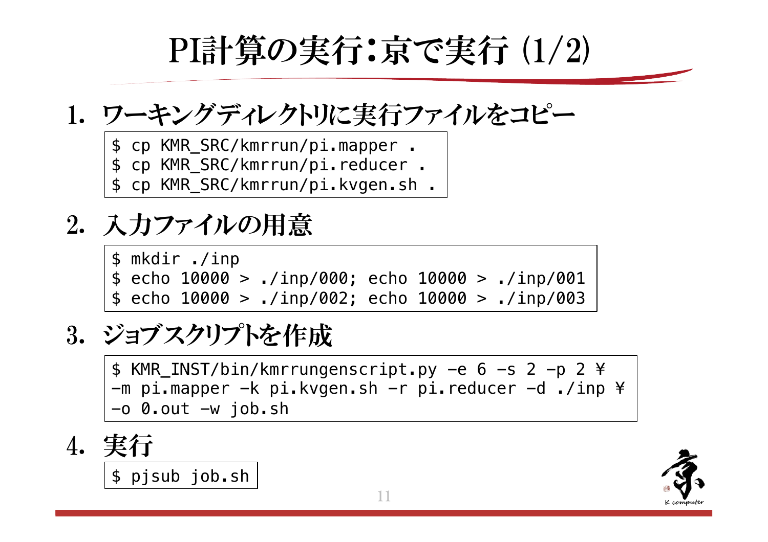# PI計算の実行：京で実行 (1/2)

1. ワーキングディレクトリに実行ファイルをコピー

```
$ cp KMR_SRC/kmrrun/pi.mapper .
$ cp KMR_SRC/kmrrun/pi.reducer .
$ cp KMR_SRC/kmrrun/pi.kvgen.sh .
```

2. 入力ファイルの用意

```
$ mkdir ./inp
$ echo 10000 > ./inp/000; echo 10000 > ./inp/001
$ echo 10000 > ./inp/002; echo 10000 > ./inp/003
```

3. ジョブスクリプトを作成

```
$ KMR_INST/bin/kmrrungenscript.py -e 6 -s 2 -p 2 ¥
-m pi.mapper -k pi.kvgen.sh -r pi.reducer -d ./inp ¥
-o 0.out -w job.sh
```

4. 実行

```
$ pjsub job.sh
```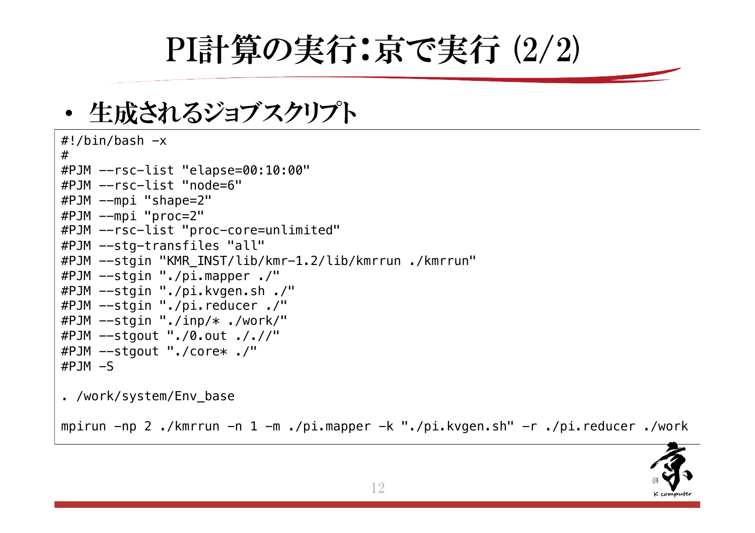# PI計算の実行：京で実行 (2/2)

- 生成されるジョブスクリプト

```
#!/bin/bash -x
#
#PJM --rsc-list "elapse=00:10:00"
#PJM --rsc-list "node=6"
#PJM --mpi "shape=2"
#PJM --mpi "proc=2"
#PJM --rsc-list "proc-core=unlimited"
#PJM --stg-transfiles "all"
#PJM --stgin "KMR_INST/lib/kmr-1.2/lib/kmrrun ./kmrrun"
#PJM --stgin "./pi.mapper ./"
#PJM --stgin "./pi.kvgen.sh ./"
#PJM --stgin "./pi.reducer ./"
#PJM --stgin "./inp/* ./work/"
#PJM --stgout "./0.out ././/"
#PJM --stgout "./core* ./"
#PJM -S

. /work/system/Env_base

mpirun -np 2 ./kmrrun -n 1 -m ./pi.mapper -k "./pi.kvgen.sh" -r ./pi.reducer ./work
```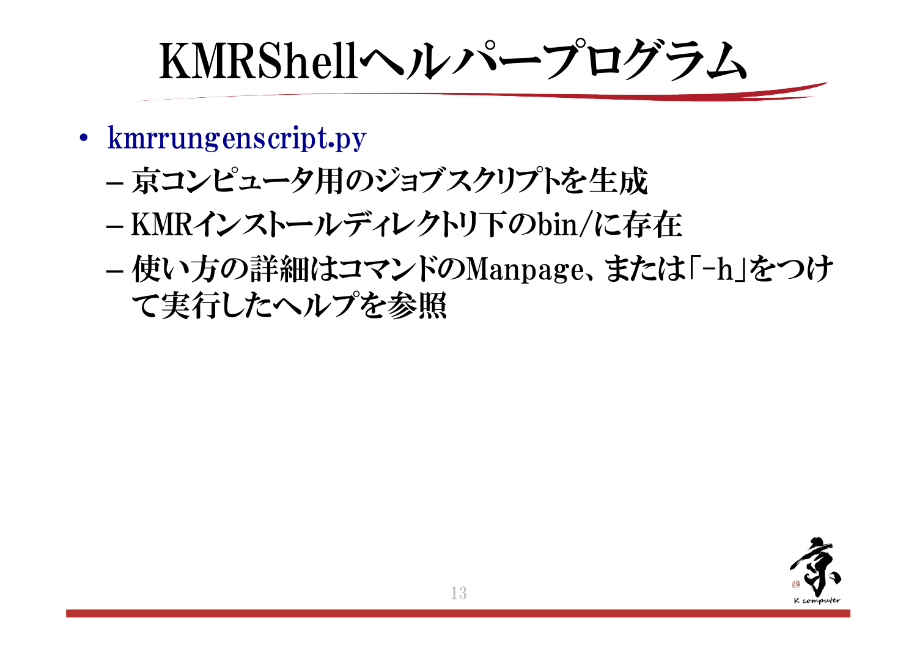# KMRShellヘルパープログラム

- kmrrungenscript.py
  - 京コンピュータ用のジョブスクリプトを生成
  - KMRインストールディレクトリ下のbin/に存在
  - 使い方の詳細はコマンドのManpage、または「-h」をつけて実行したヘルプを参照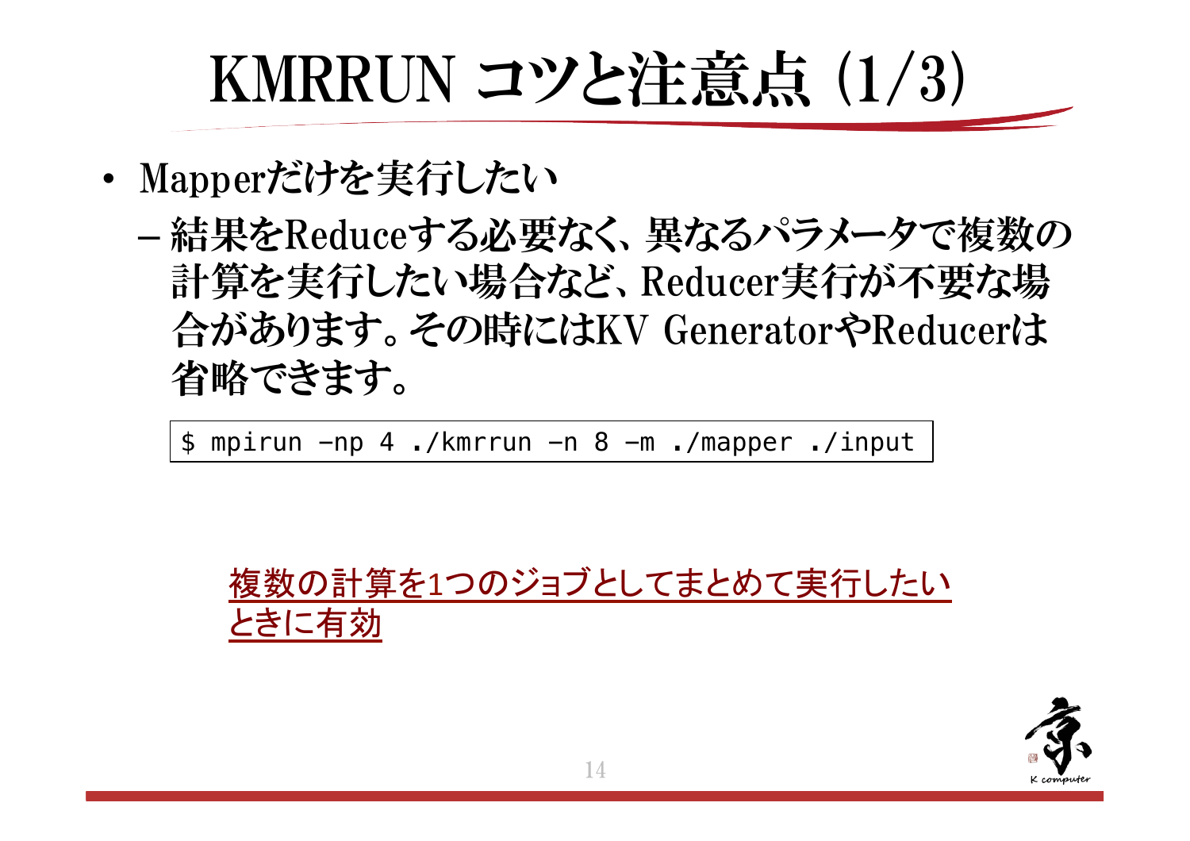# KMRRUN コツと注意点 (1/3)

- Mapperだけを実行したい
  - 結果をReduceする必要なく、異なるパラメータで複数の計算を実行したい場合など、Reducer実行が不要な場合があります。その時にはKV GeneratorやReducerは省略できます。

```
$ mpirun -np 4 ./kmrrun -n 8 -m ./mapper ./input
```

複数の計算を1つのジョブとしてまとめて実行したいときに有効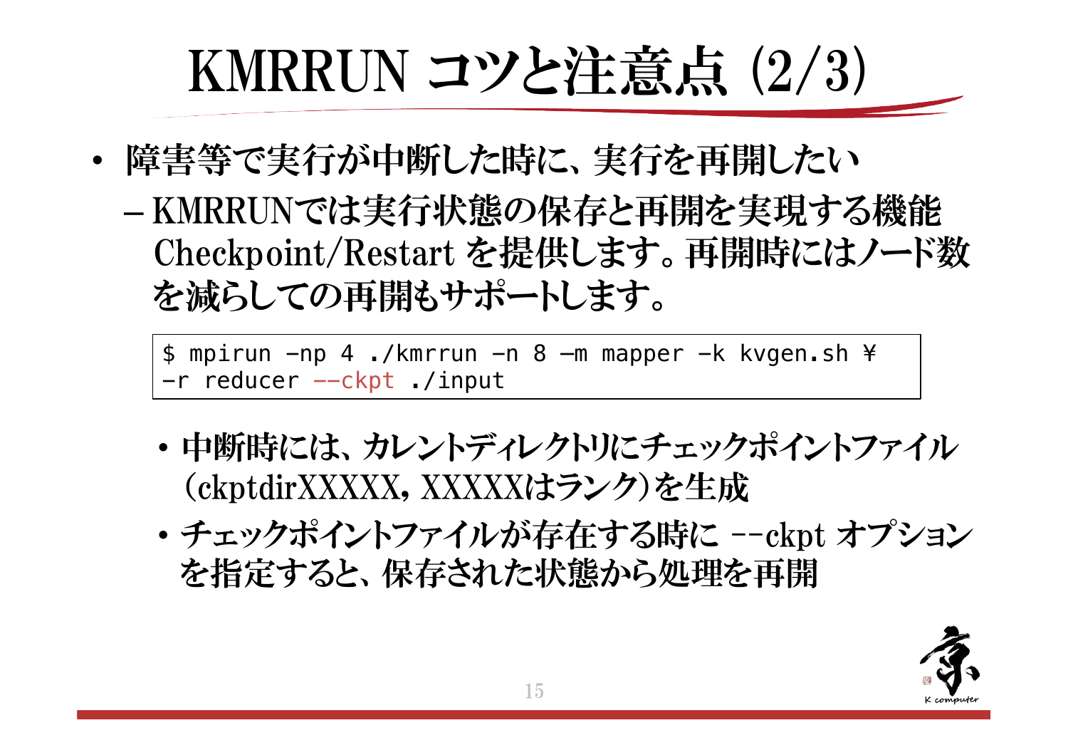# KMRRUN コツと注意点 (2/3)

- 障害等で実行が中断した時に、実行を再開したい
  - KMRRUNでは実行状態の保存と再開を実現する機能 Checkpoint/Restart を提供します。再開時にはノード数を減らしての再開もサポートします。

```
$ mpirun -np 4 ./kmrrun -n 8 -m mapper -k kvgen.sh ¥
-r reducer --ckpt ./input
```

  - 中断時には、カレントディレクトリにチェックポイントファイル (ckptdirXXXXX, XXXXXはランク)を生成
  - チェックポイントファイルが存在する時に --ckpt オプションを指定すると、保存された状態から処理を再開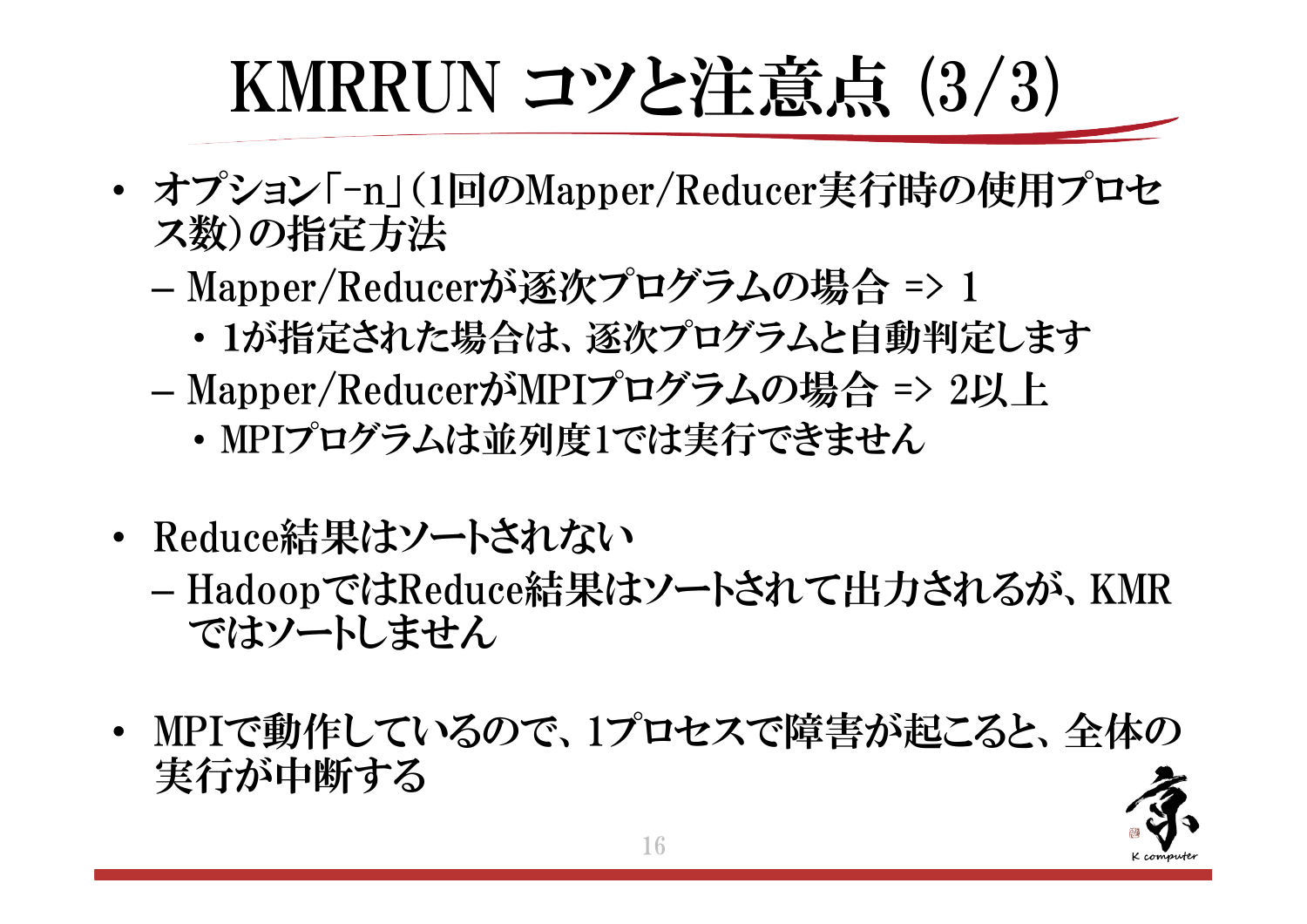# KMRRUN コツと注意点 (3/3)

- オプション「-n」(1回のMapper/Reducer実行時の使用プロセス数)の指定方法
  - Mapper/Reducerが逐次プログラムの場合 => 1
    - 1が指定された場合は、逐次プログラムと自動判定します
  - Mapper/ReducerがMPIプログラムの場合 => 2以上
    - MPIプログラムは並列度1では実行できません

- Reduce結果はソートされない
  - HadoopではReduce結果はソートされて出力されるが、KMRではソートしません

- MPIで動作しているので、1プロセスで障害が起こると、全体の実行が中断する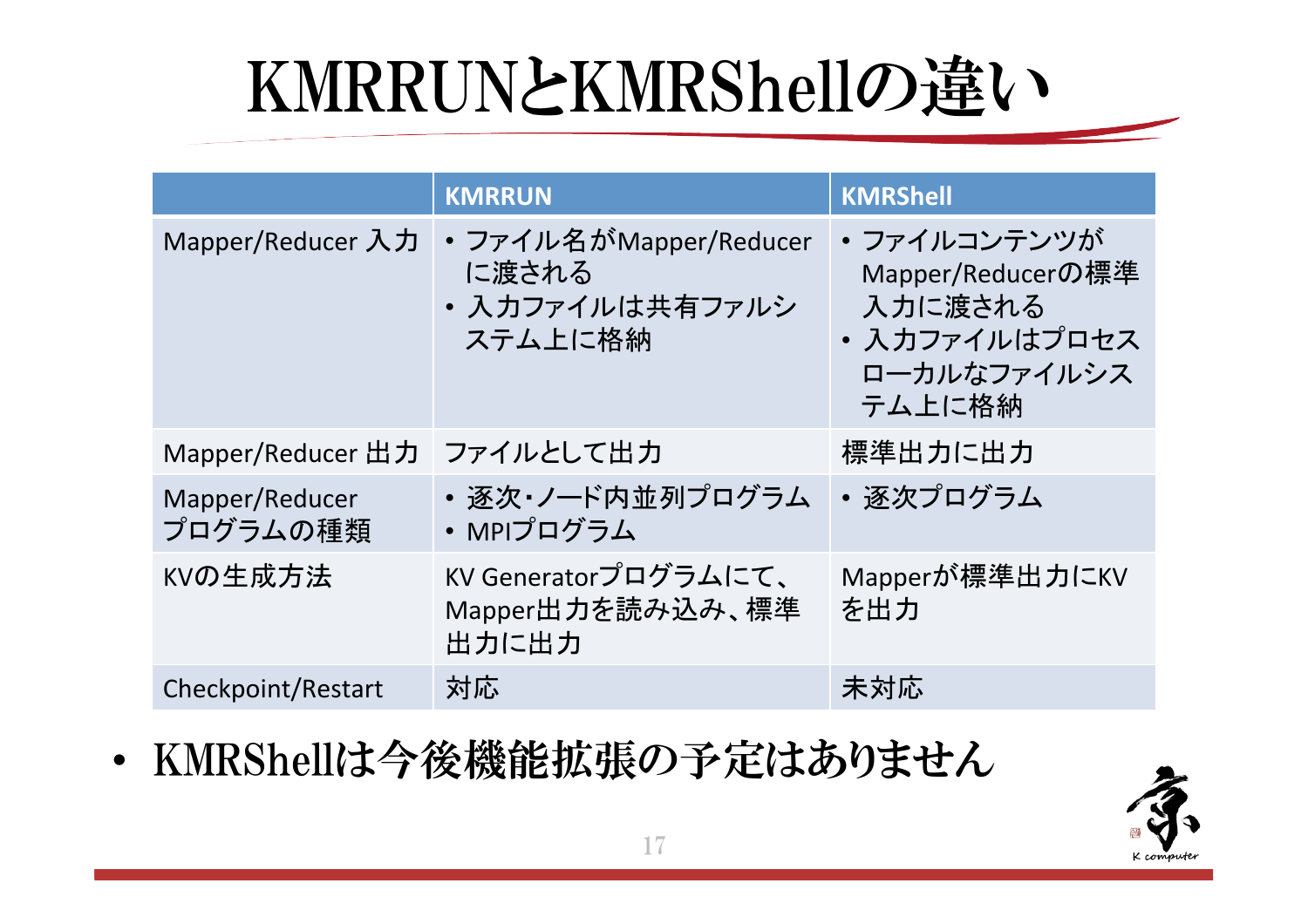# KMRRUNとKMRShellの違い

| | KMRRUN | KMRShell |
|---|---|---|
| Mapper/Reducer 入力 | • ファイル名がMapper/Reducerに渡される<br>• 入力ファイルは共有ファイルシステム上に格納 | • ファイルコンテンツがMapper/Reducerの標準入力に渡される<br>• 入力ファイルはプロセスローカルなファイルシステム上に格納 |
| Mapper/Reducer 出力 | ファイルとして出力 | 標準出力に出力 |
| Mapper/Reducer プログラムの種類 | • 逐次・ノード内並列プログラム<br>• MPIプログラム | • 逐次プログラム |
| KVの生成方法 | KV Generatorプログラムにて、Mapper出力を読み込み、標準出力に出力 | Mapperが標準出力にKVを出力 |
| Checkpoint/Restart | 対応 | 未対応 |

- KMRShellは今後機能拡張の予定はありません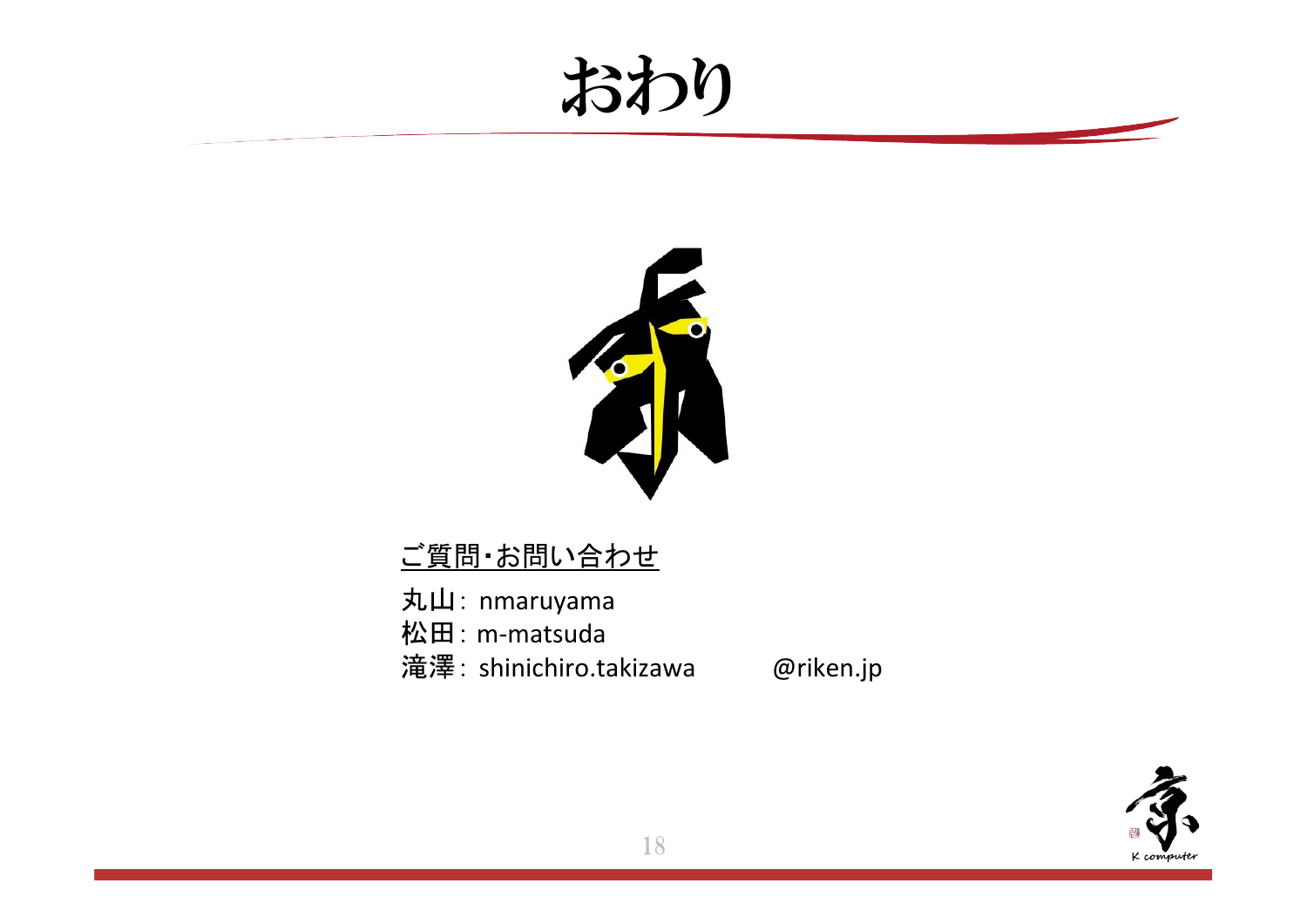# おわり

ご質問・お問い合わせ

丸山 : nmaruyama
松田 : m-matsuda
滝澤 : shinichiro.takizawa　　　@riken.jp